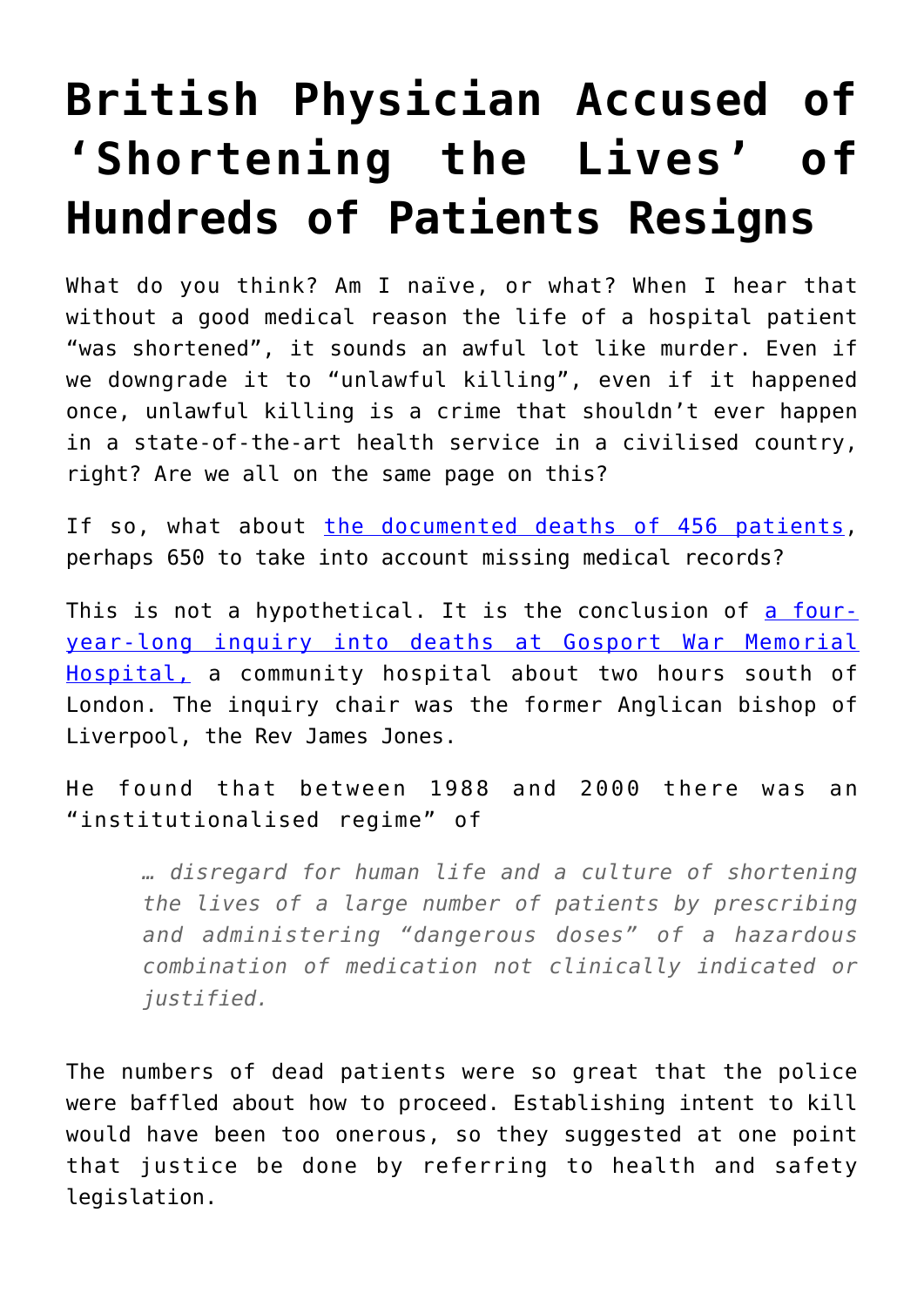# British Physician Accused of 'Shortening the Lives' of Hundreds of Patients Resigns

What do you think? Am I naïve, or what? When I hear that without a good medical reason the life of a hospital patient "was shortened", it sounds an awful lot like murder. Even if we downgrade it to "unlawful killing", even if it happened once, unlawful killing is a crime that shouldn't ever happen in a state-of-the-art health service in a civilised country, right? Are we all on the same page on this?

If so, what about the documented deaths of 456 patients, perhaps 650 to take into account missing medical records?

This is not a hypothetical. It is the conclusion of a four-year-long inquiry into deaths at Gosport War Memorial Hospital, a community hospital about two hours south of London. The inquiry chair was the former Anglican bishop of Liverpool, the Rev James Jones.

He found that between 1988 and 2000 there was an "institutionalised regime" of

> *… disregard for human life and a culture of shortening the lives of a large number of patients by prescribing and administering "dangerous doses" of a hazardous combination of medication not clinically indicated or justified.*

The numbers of dead patients were so great that the police were baffled about how to proceed. Establishing intent to kill would have been too onerous, so they suggested at one point that justice be done by referring to health and safety legislation.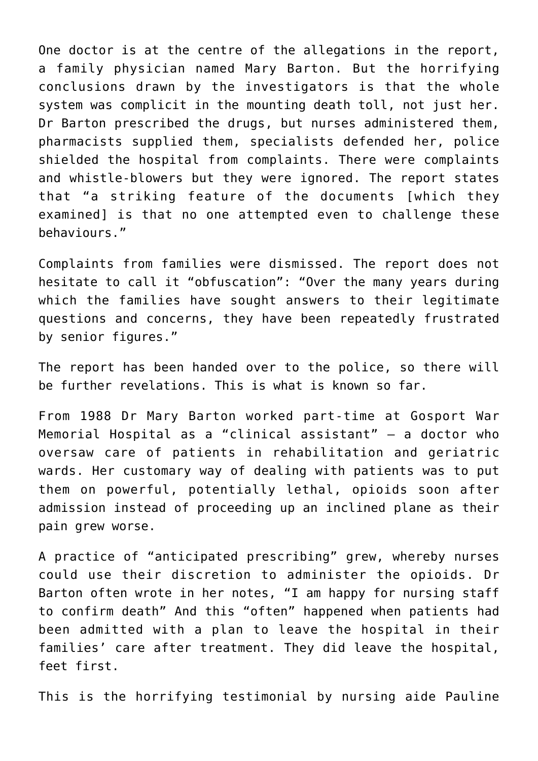One doctor is at the centre of the allegations in the report, a family physician named Mary Barton. But the horrifying conclusions drawn by the investigators is that the whole system was complicit in the mounting death toll, not just her. Dr Barton prescribed the drugs, but nurses administered them, pharmacists supplied them, specialists defended her, police shielded the hospital from complaints. There were complaints and whistle-blowers but they were ignored. The report states that "a striking feature of the documents [which they examined] is that no one attempted even to challenge these behaviours."

Complaints from families were dismissed. The report does not hesitate to call it "obfuscation": "Over the many years during which the families have sought answers to their legitimate questions and concerns, they have been repeatedly frustrated by senior figures."

The report has been handed over to the police, so there will be further revelations. This is what is known so far.

From 1988 Dr Mary Barton worked part-time at Gosport War Memorial Hospital as a "clinical assistant" – a doctor who oversaw care of patients in rehabilitation and geriatric wards. Her customary way of dealing with patients was to put them on powerful, potentially lethal, opioids soon after admission instead of proceeding up an inclined plane as their pain grew worse.

A practice of "anticipated prescribing" grew, whereby nurses could use their discretion to administer the opioids. Dr Barton often wrote in her notes, "I am happy for nursing staff to confirm death" And this "often" happened when patients had been admitted with a plan to leave the hospital in their families' care after treatment. They did leave the hospital, feet first.

This is the horrifying testimonial by nursing aide Pauline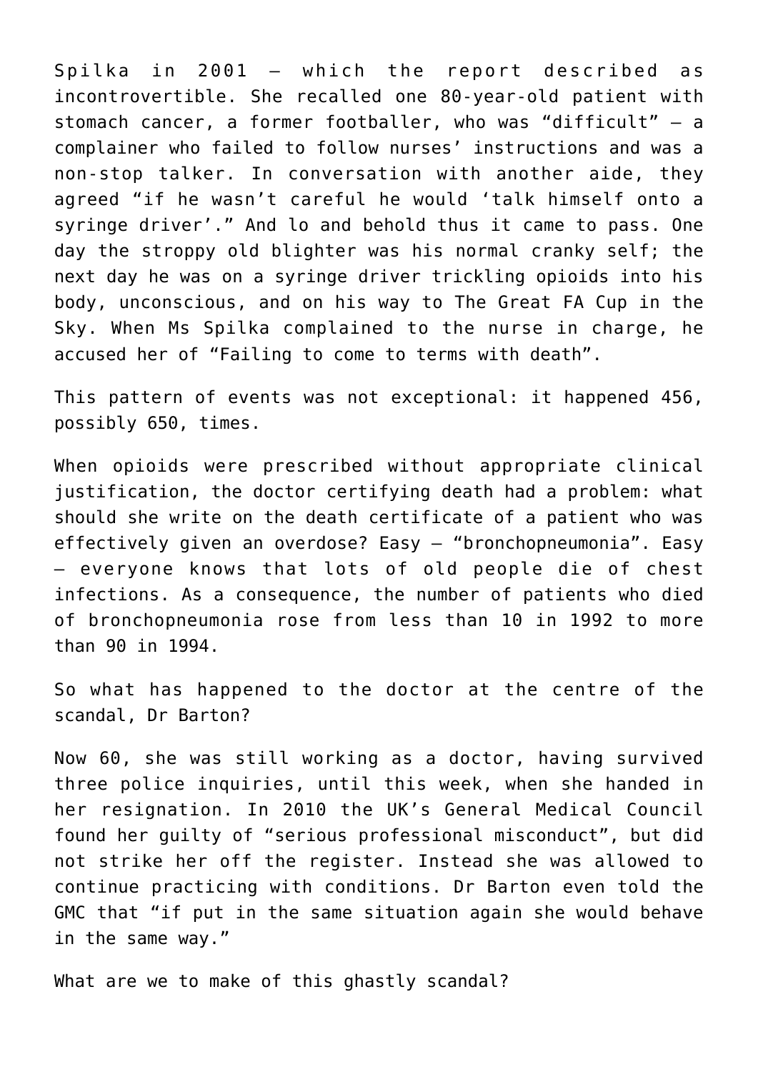Spilka in 2001 – which the report described as incontrovertible. She recalled one 80-year-old patient with stomach cancer, a former footballer, who was "difficult" – a complainer who failed to follow nurses' instructions and was a non-stop talker. In conversation with another aide, they agreed "if he wasn't careful he would 'talk himself onto a syringe driver'." And lo and behold thus it came to pass. One day the stroppy old blighter was his normal cranky self; the next day he was on a syringe driver trickling opioids into his body, unconscious, and on his way to The Great FA Cup in the Sky. When Ms Spilka complained to the nurse in charge, he accused her of "Failing to come to terms with death".

This pattern of events was not exceptional: it happened 456, possibly 650, times.

When opioids were prescribed without appropriate clinical justification, the doctor certifying death had a problem: what should she write on the death certificate of a patient who was effectively given an overdose? Easy – "bronchopneumonia". Easy – everyone knows that lots of old people die of chest infections. As a consequence, the number of patients who died of bronchopneumonia rose from less than 10 in 1992 to more than 90 in 1994.

So what has happened to the doctor at the centre of the scandal, Dr Barton?

Now 60, she was still working as a doctor, having survived three police inquiries, until this week, when she handed in her resignation. In 2010 the UK's General Medical Council found her guilty of "serious professional misconduct", but did not strike her off the register. Instead she was allowed to continue practicing with conditions. Dr Barton even told the GMC that "if put in the same situation again she would behave in the same way."

What are we to make of this ghastly scandal?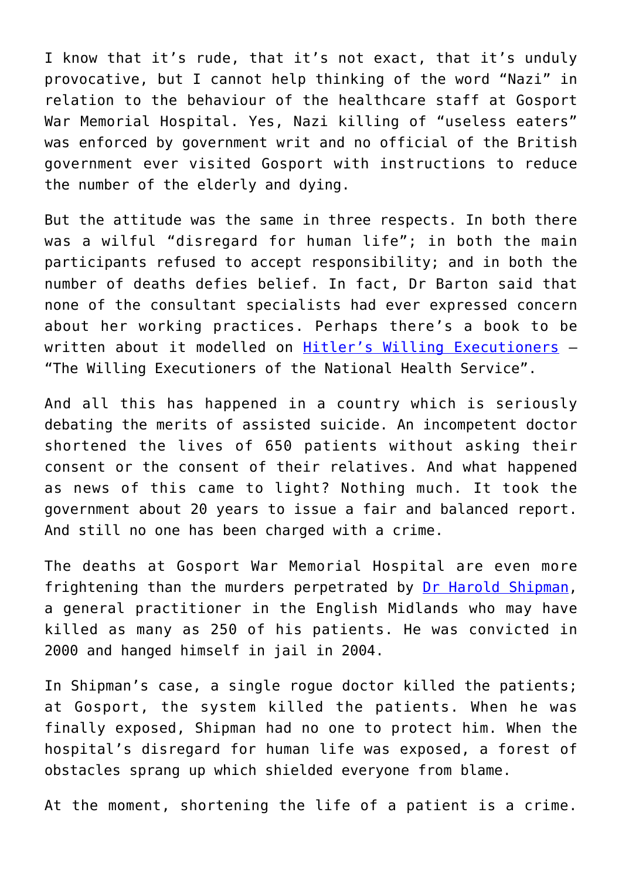I know that it's rude, that it's not exact, that it's unduly provocative, but I cannot help thinking of the word "Nazi" in relation to the behaviour of the healthcare staff at Gosport War Memorial Hospital. Yes, Nazi killing of "useless eaters" was enforced by government writ and no official of the British government ever visited Gosport with instructions to reduce the number of the elderly and dying.

But the attitude was the same in three respects. In both there was a wilful "disregard for human life"; in both the main participants refused to accept responsibility; and in both the number of deaths defies belief. In fact, Dr Barton said that none of the consultant specialists had ever expressed concern about her working practices. Perhaps there's a book to be written about it modelled on [Hitler's Willing Executioners](#) – "The Willing Executioners of the National Health Service".

And all this has happened in a country which is seriously debating the merits of assisted suicide. An incompetent doctor shortened the lives of 650 patients without asking their consent or the consent of their relatives. And what happened as news of this came to light? Nothing much. It took the government about 20 years to issue a fair and balanced report. And still no one has been charged with a crime.

The deaths at Gosport War Memorial Hospital are even more frightening than the murders perpetrated by [Dr Harold Shipman](#), a general practitioner in the English Midlands who may have killed as many as 250 of his patients. He was convicted in 2000 and hanged himself in jail in 2004.

In Shipman's case, a single rogue doctor killed the patients; at Gosport, the system killed the patients. When he was finally exposed, Shipman had no one to protect him. When the hospital's disregard for human life was exposed, a forest of obstacles sprang up which shielded everyone from blame.

At the moment, shortening the life of a patient is a crime.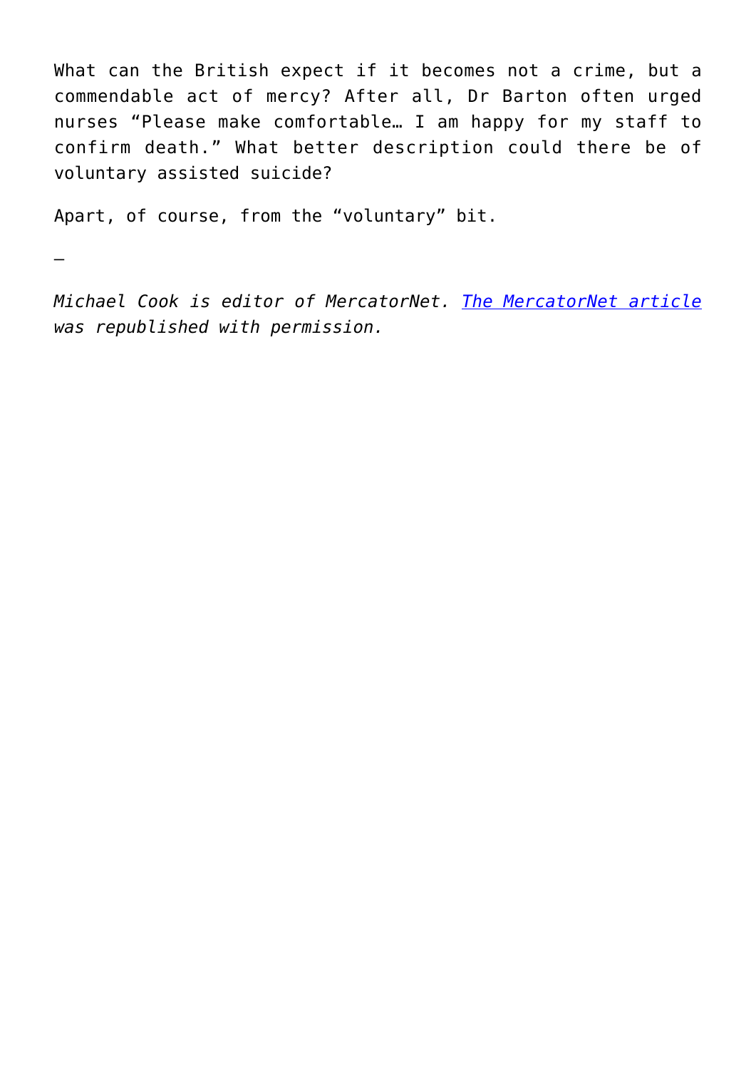What can the British expect if it becomes not a crime, but a commendable act of mercy? After all, Dr Barton often urged nurses “Please make comfortable… I am happy for my staff to confirm death.” What better description could there be of voluntary assisted suicide?

Apart, of course, from the “voluntary” bit.

–

*Michael Cook is editor of MercatorNet. [The MercatorNet article](#) was republished with permission.*